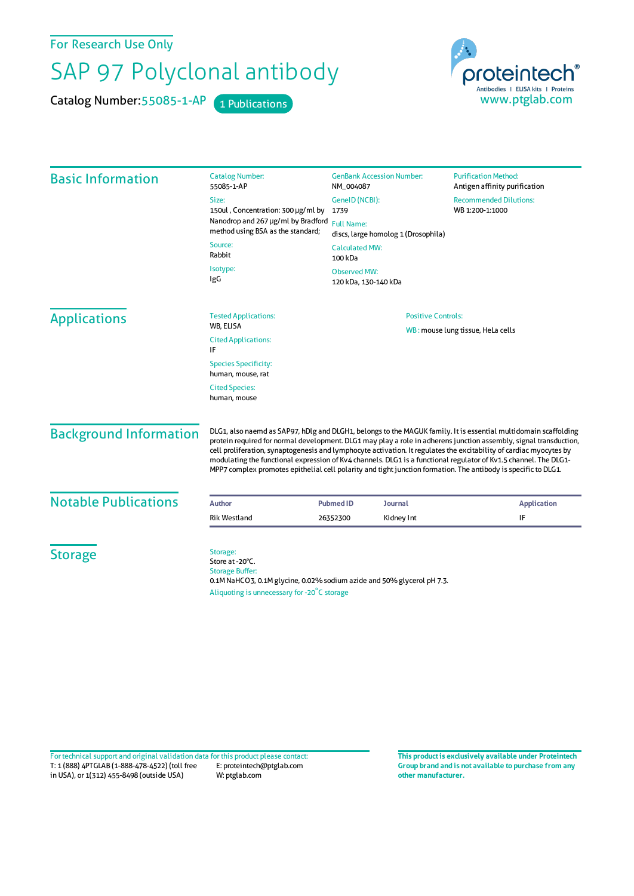For Research Use Only

# SAP 97 Polyclonal antibody

Catalog Number: 55085-1-AP    1 Publications

proteintech®
Antibodies | ELISA kits | Proteins
www.ptglab.com

## Basic Information

Catalog Number:
55085-1-AP

Size:
150ul , Concentration: 300 μg/ml by Nanodrop and 267 μg/ml by Bradford method using BSA as the standard;

Source:
Rabbit

Isotype:
IgG

GenBank Accession Number:
NM_004087

GeneID (NCBI):
1739

Full Name:
discs, large homolog 1 (Drosophila)

Calculated MW:
100 kDa

Observed MW:
120 kDa, 130-140 kDa

Purification Method:
Antigen affinity purification

Recommended Dilutions:
WB 1:200-1:1000

## Applications

Tested Applications:
WB, ELISA

Cited Applications:
IF

Species Specificity:
human, mouse, rat

Cited Species:
human, mouse

Positive Controls:

WB : mouse lung tissue, HeLa cells

## Background Information

DLG1, also naemd as SAP97, hDlg and DLGH1, belongs to the MAGUK family. It is essential multidomain scaffolding protein required for normal development. DLG1 may play a role in adherens junction assembly, signal transduction, cell proliferation, synaptogenesis and lymphocyte activation. It regulates the excitability of cardiac myocytes by modulating the functional expression of Kv4 channels. DLG1 is a functional regulator of Kv1.5 channel. The DLG1-MPP7 complex promotes epithelial cell polarity and tight junction formation. The antibody is specific to DLG1.

## Notable Publications

| Author | Pubmed ID | Journal | Application |
|---|---|---|---|
| Rik Westland | 26352300 | Kidney Int | IF |

## Storage

Storage:
Store at -20°C.
Storage Buffer:
0.1M $NaHCO_3$, 0.1M glycine, 0.02% sodium azide and 50% glycerol pH 7.3.
Aliquoting is unnecessary for -20°C storage

For technical support and original validation data for this product please contact:
T: 1 (888) 4PTGLAB (1-888-478-4522) (toll free in USA), or 1(312) 455-8498 (outside USA)
E: proteintech@ptglab.com
W: ptglab.com

**This product is exclusively available under Proteintech Group brand and is not available to purchase from any other manufacturer.**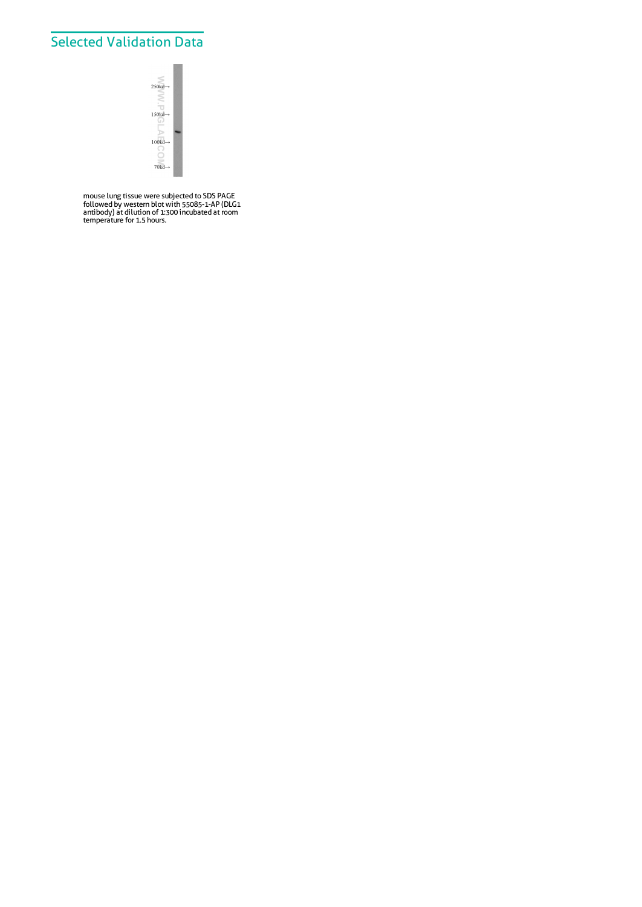## Selected Validation Data

250kd→

150kd→

100kd→

70kd→

WWW.PGLAB.COM

mouse lung tissue were subjected to SDS PAGE followed by western blot with 55085-1-AP (DLG1 antibody) at dilution of 1:300 incubated at room temperature for 1.5 hours.